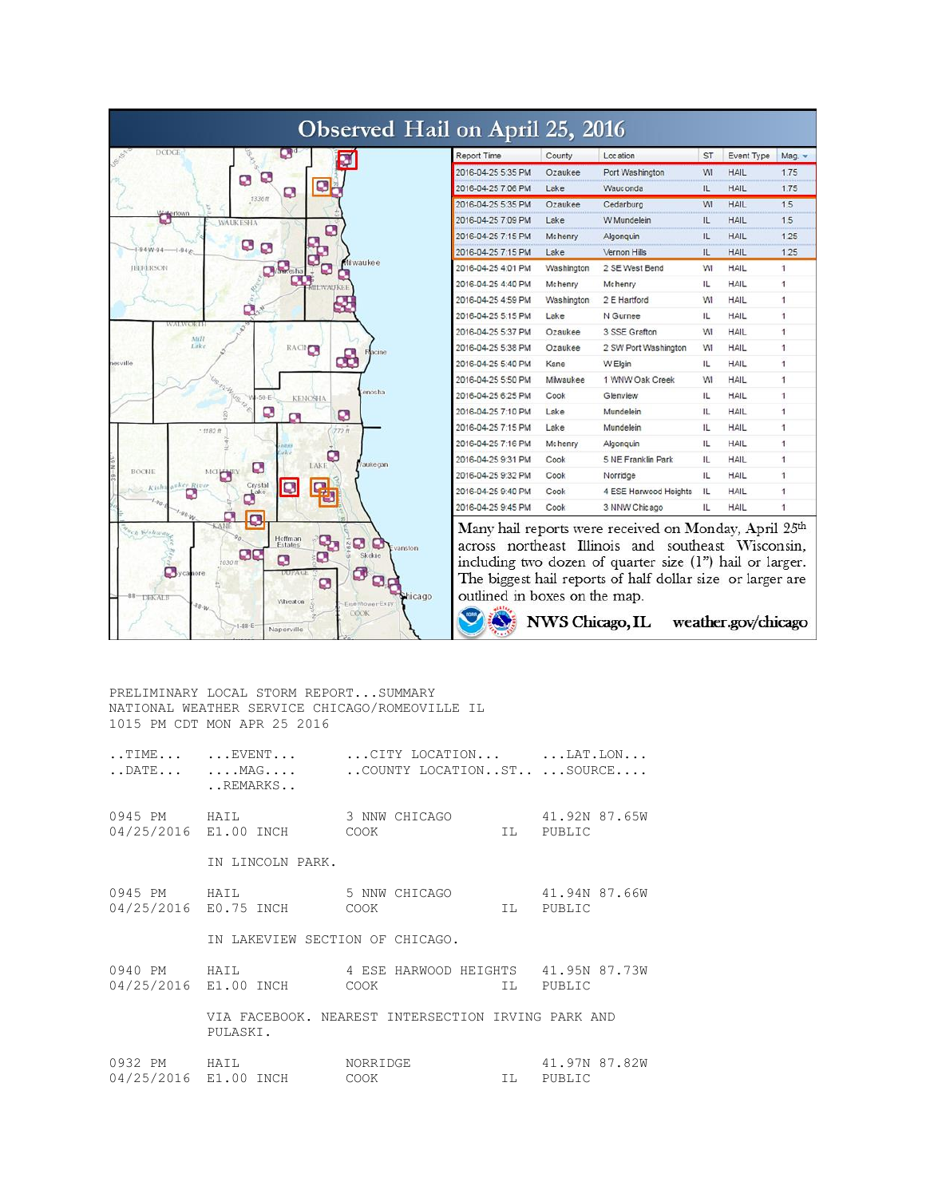# Observed Hail on April 25, 2016

| Report Time | County | Location | ST | Event Type | Mag. |
|---|---|---|---|---|---|
| 2016-04-25 5:35 PM | Ozaukee | Port Washington | WI | HAIL | 1.75 |
| 2016-04-25 7:06 PM | Lake | Wauconda | IL | HAIL | 1.75 |
| 2016-04-25 5:35 PM | Ozaukee | Cedarburg | WI | HAIL | 1.5 |
| 2016-04-25 7:09 PM | Lake | W Mundelein | IL | HAIL | 1.5 |
| 2016-04-25 7:15 PM | Mchenry | Algonquin | IL | HAIL | 1.25 |
| 2016-04-25 7:15 PM | Lake | Vernon Hills | IL | HAIL | 1.25 |
| 2016-04-25 4:01 PM | Washington | 2 SE West Bend | WI | HAIL | 1 |
| 2016-04-25 4:40 PM | Mchenry | Mchenry | IL | HAIL | 1 |
| 2016-04-25 4:59 PM | Washington | 2 E Hartford | WI | HAIL | 1 |
| 2016-04-25 5:15 PM | Lake | N Gurnee | IL | HAIL | 1 |
| 2016-04-25 5:37 PM | Ozaukee | 3 SSE Grafton | WI | HAIL | 1 |
| 2016-04-25 5:38 PM | Ozaukee | 2 SW Port Washington | WI | HAIL | 1 |
| 2016-04-25 5:40 PM | Kane | W Elgin | IL | HAIL | 1 |
| 2016-04-25 5:50 PM | Milwaukee | 1 WNW Oak Creek | WI | HAIL | 1 |
| 2016-04-25 6:25 PM | Cook | Glenview | IL | HAIL | 1 |
| 2016-04-25 7:10 PM | Lake | Mundelein | IL | HAIL | 1 |
| 2016-04-25 7:15 PM | Lake | Mundelein | IL | HAIL | 1 |
| 2016-04-25 7:16 PM | Mchenry | Algonquin | IL | HAIL | 1 |
| 2016-04-25 9:31 PM | Cook | 5 NE Franklin Park | IL | HAIL | 1 |
| 2016-04-25 9:32 PM | Cook | Norridge | IL | HAIL | 1 |
| 2016-04-25 9:40 PM | Cook | 4 ESE Harwood Heights | IL | HAIL | 1 |
| 2016-04-25 9:45 PM | Cook | 3 NNW Chicago | IL | HAIL | 1 |

Many hail reports were received on Monday, April 25th across northeast Illinois and southeast Wisconsin, including two dozen of quarter size (1") hail or larger. The biggest hail reports of half dollar size or larger are outlined in boxes on the map.

NWS Chicago, IL weather.gov/chicago

```
PRELIMINARY LOCAL STORM REPORT...SUMMARY
NATIONAL WEATHER SERVICE CHICAGO/ROMEOVILLE IL
1015 PM CDT MON APR 25 2016

..TIME...   ...EVENT...      ...CITY LOCATION...     ...LAT.LON...
..DATE...   ....MAG....      ..COUNTY LOCATION..ST.. ...SOURCE....
            ..REMARKS..

0945 PM     HAIL             3 NNW CHICAGO           41.92N 87.65W
04/25/2016  E1.00 INCH       COOK               IL   PUBLIC

            IN LINCOLN PARK.

0945 PM     HAIL             5 NNW CHICAGO           41.94N 87.66W
04/25/2016  E0.75 INCH       COOK               IL   PUBLIC

            IN LAKEVIEW SECTION OF CHICAGO.

0940 PM     HAIL             4 ESE HARWOOD HEIGHTS   41.95N 87.73W
04/25/2016  E1.00 INCH       COOK               IL   PUBLIC

            VIA FACEBOOK. NEAREST INTERSECTION IRVING PARK AND
            PULASKI.

0932 PM     HAIL             NORRIDGE                41.97N 87.82W
04/25/2016  E1.00 INCH       COOK               IL   PUBLIC
```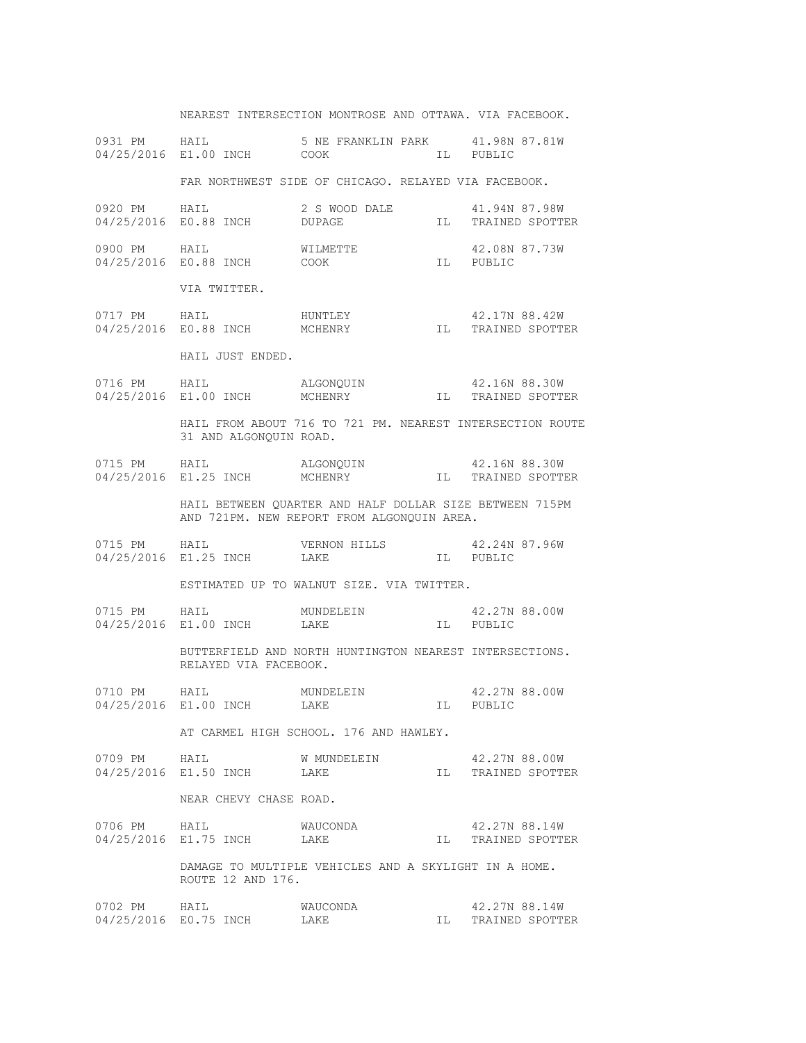```
           NEAREST INTERSECTION MONTROSE AND OTTAWA. VIA FACEBOOK.

0931 PM     HAIL             5 NE FRANKLIN PARK     41.98N 87.81W
04/25/2016  E1.00 INCH       COOK              IL   PUBLIC

            FAR NORTHWEST SIDE OF CHICAGO. RELAYED VIA FACEBOOK.

0920 PM     HAIL             2 S WOOD DALE          41.94N 87.98W
04/25/2016  E0.88 INCH       DUPAGE            IL   TRAINED SPOTTER

0900 PM     HAIL             WILMETTE               42.08N 87.73W
04/25/2016  E0.88 INCH       COOK              IL   PUBLIC

            VIA TWITTER.

0717 PM     HAIL             HUNTLEY                42.17N 88.42W
04/25/2016  E0.88 INCH       MCHENRY           IL   TRAINED SPOTTER

            HAIL JUST ENDED.

0716 PM     HAIL             ALGONQUIN              42.16N 88.30W
04/25/2016  E1.00 INCH       MCHENRY           IL   TRAINED SPOTTER

            HAIL FROM ABOUT 716 TO 721 PM. NEAREST INTERSECTION ROUTE
            31 AND ALGONQUIN ROAD.

0715 PM     HAIL             ALGONQUIN              42.16N 88.30W
04/25/2016  E1.25 INCH       MCHENRY           IL   TRAINED SPOTTER

            HAIL BETWEEN QUARTER AND HALF DOLLAR SIZE BETWEEN 715PM
            AND 721PM. NEW REPORT FROM ALGONQUIN AREA.

0715 PM     HAIL             VERNON HILLS           42.24N 87.96W
04/25/2016  E1.25 INCH       LAKE              IL   PUBLIC

            ESTIMATED UP TO WALNUT SIZE. VIA TWITTER.

0715 PM     HAIL             MUNDELEIN              42.27N 88.00W
04/25/2016  E1.00 INCH       LAKE              IL   PUBLIC

            BUTTERFIELD AND NORTH HUNTINGTON NEAREST INTERSECTIONS.
            RELAYED VIA FACEBOOK.

0710 PM     HAIL             MUNDELEIN              42.27N 88.00W
04/25/2016  E1.00 INCH       LAKE              IL   PUBLIC

            AT CARMEL HIGH SCHOOL. 176 AND HAWLEY.

0709 PM     HAIL             W MUNDELEIN            42.27N 88.00W
04/25/2016  E1.50 INCH       LAKE              IL   TRAINED SPOTTER

            NEAR CHEVY CHASE ROAD.

0706 PM     HAIL             WAUCONDA               42.27N 88.14W
04/25/2016  E1.75 INCH       LAKE              IL   TRAINED SPOTTER

            DAMAGE TO MULTIPLE VEHICLES AND A SKYLIGHT IN A HOME.
            ROUTE 12 AND 176.

0702 PM     HAIL             WAUCONDA               42.27N 88.14W
04/25/2016  E0.75 INCH       LAKE              IL   TRAINED SPOTTER
```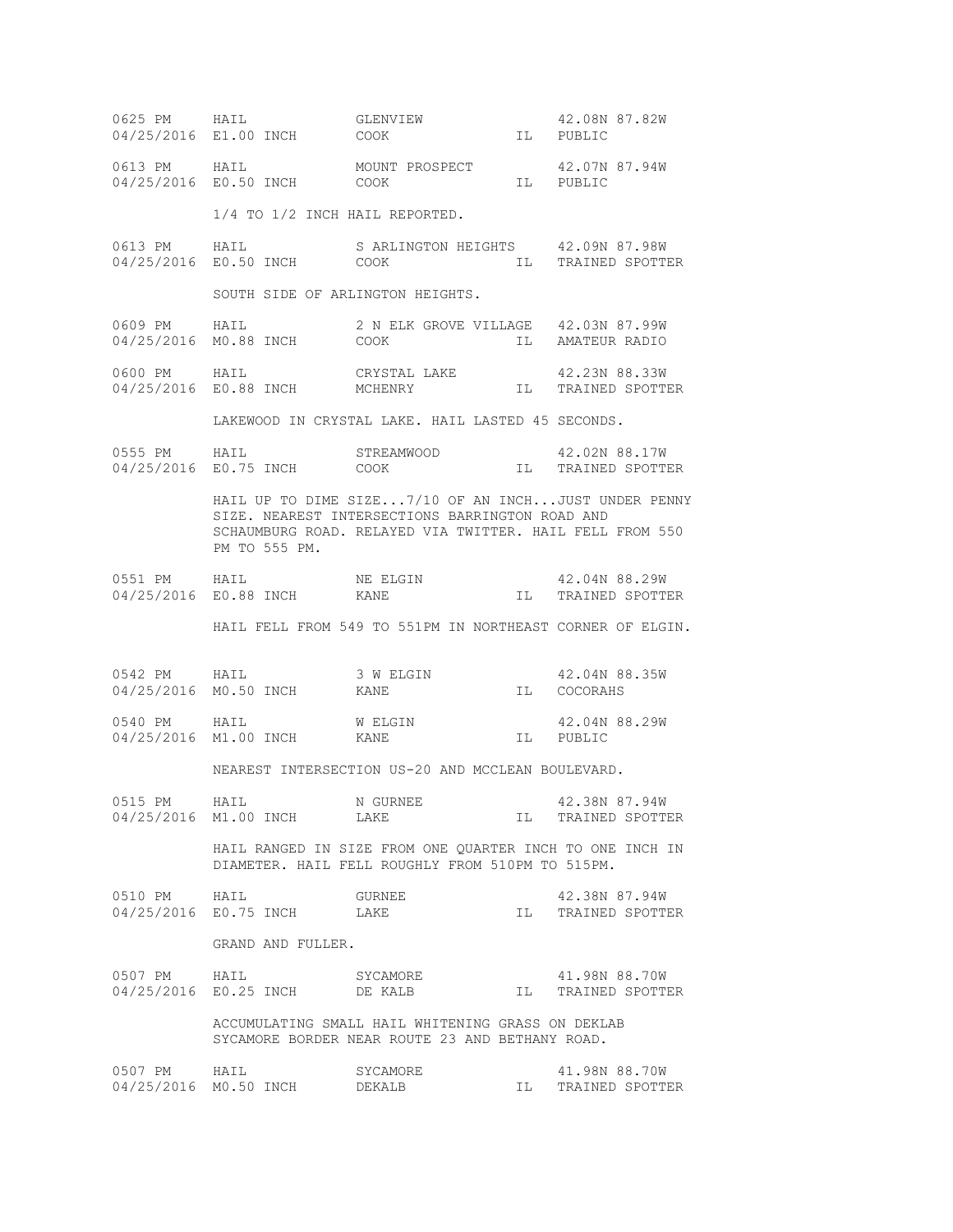```
0625 PM     HAIL             GLENVIEW                 42.08N 87.82W
04/25/2016  E1.00 INCH       COOK              IL  PUBLIC

0613 PM     HAIL             MOUNT PROSPECT           42.07N 87.94W
04/25/2016  E0.50 INCH       COOK              IL  PUBLIC

            1/4 TO 1/2 INCH HAIL REPORTED.

0613 PM     HAIL             S ARLINGTON HEIGHTS      42.09N 87.98W
04/25/2016  E0.50 INCH       COOK              IL  TRAINED SPOTTER

            SOUTH SIDE OF ARLINGTON HEIGHTS.

0609 PM     HAIL             2 N ELK GROVE VILLAGE    42.03N 87.99W
04/25/2016  M0.88 INCH       COOK              IL  AMATEUR RADIO

0600 PM     HAIL             CRYSTAL LAKE             42.23N 88.33W
04/25/2016  E0.88 INCH       MCHENRY           IL  TRAINED SPOTTER

            LAKEWOOD IN CRYSTAL LAKE. HAIL LASTED 45 SECONDS.

0555 PM     HAIL             STREAMWOOD               42.02N 88.17W
04/25/2016  E0.75 INCH       COOK              IL  TRAINED SPOTTER

            HAIL UP TO DIME SIZE...7/10 OF AN INCH...JUST UNDER PENNY
            SIZE. NEAREST INTERSECTIONS BARRINGTON ROAD AND
            SCHAUMBURG ROAD. RELAYED VIA TWITTER. HAIL FELL FROM 550
            PM TO 555 PM.

0551 PM     HAIL             NE ELGIN                 42.04N 88.29W
04/25/2016  E0.88 INCH       KANE              IL  TRAINED SPOTTER

            HAIL FELL FROM 549 TO 551PM IN NORTHEAST CORNER OF ELGIN.


0542 PM     HAIL             3 W ELGIN                42.04N 88.35W
04/25/2016  M0.50 INCH       KANE              IL  COCORAHS

0540 PM     HAIL             W ELGIN                  42.04N 88.29W
04/25/2016  M1.00 INCH       KANE              IL  PUBLIC

            NEAREST INTERSECTION US-20 AND MCCLEAN BOULEVARD.

0515 PM     HAIL             N GURNEE                 42.38N 87.94W
04/25/2016  M1.00 INCH       LAKE              IL  TRAINED SPOTTER

            HAIL RANGED IN SIZE FROM ONE QUARTER INCH TO ONE INCH IN
            DIAMETER. HAIL FELL ROUGHLY FROM 510PM TO 515PM.

0510 PM     HAIL             GURNEE                   42.38N 87.94W
04/25/2016  E0.75 INCH       LAKE              IL  TRAINED SPOTTER

            GRAND AND FULLER.

0507 PM     HAIL             SYCAMORE                 41.98N 88.70W
04/25/2016  E0.25 INCH       DE KALB           IL  TRAINED SPOTTER

            ACCUMULATING SMALL HAIL WHITENING GRASS ON DEKLAB
            SYCAMORE BORDER NEAR ROUTE 23 AND BETHANY ROAD.

0507 PM     HAIL             SYCAMORE                 41.98N 88.70W
04/25/2016  M0.50 INCH       DEKALB            IL  TRAINED SPOTTER
```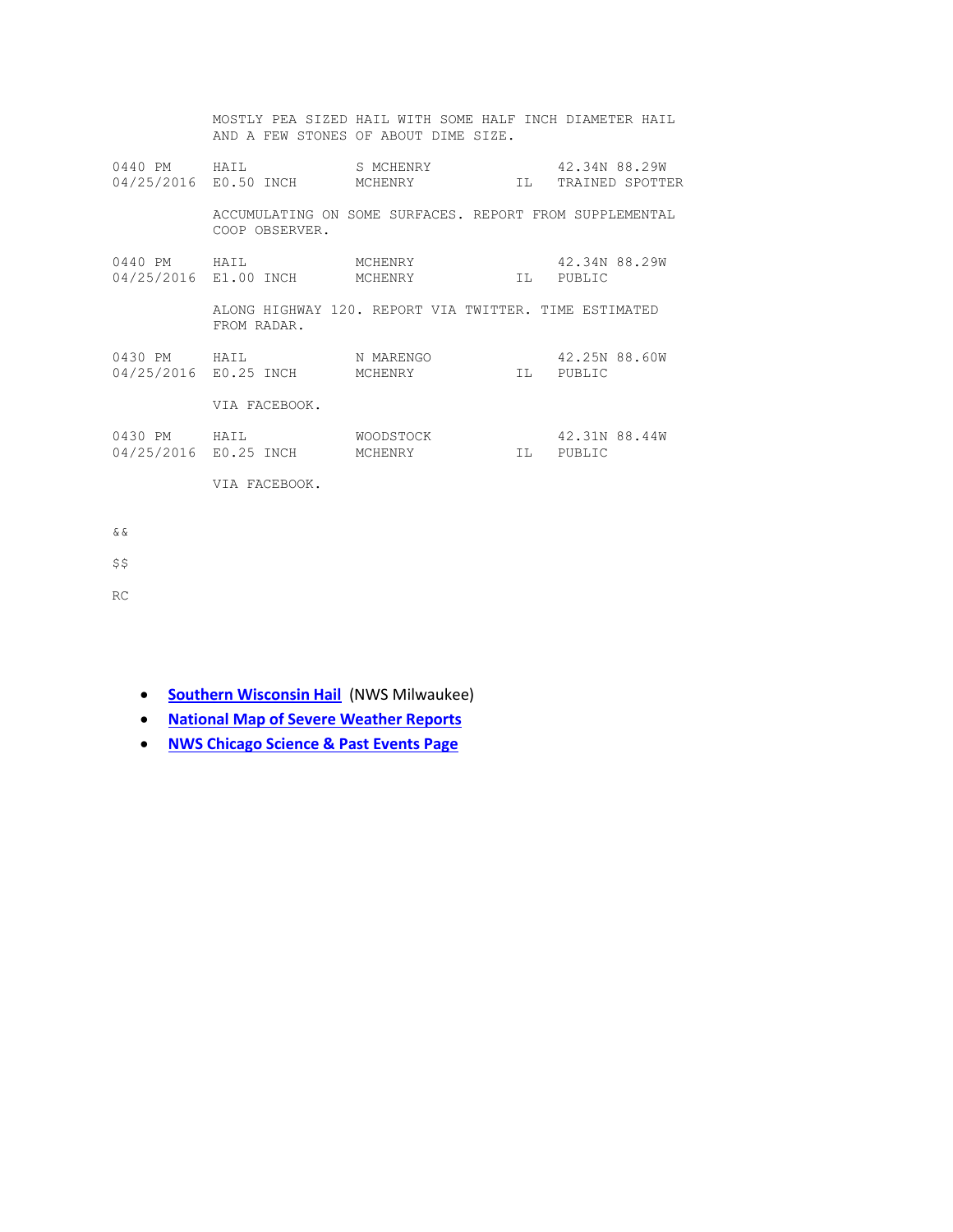```
            MOSTLY PEA SIZED HAIL WITH SOME HALF INCH DIAMETER HAIL
            AND A FEW STONES OF ABOUT DIME SIZE.

0440 PM     HAIL             S MCHENRY               42.34N 88.29W
04/25/2016  E0.50 INCH       MCHENRY            IL   TRAINED SPOTTER

            ACCUMULATING ON SOME SURFACES. REPORT FROM SUPPLEMENTAL
            COOP OBSERVER.

0440 PM     HAIL             MCHENRY                 42.34N 88.29W
04/25/2016  E1.00 INCH       MCHENRY            IL   PUBLIC

            ALONG HIGHWAY 120. REPORT VIA TWITTER. TIME ESTIMATED
            FROM RADAR.

0430 PM     HAIL             N MARENGO               42.25N 88.60W
04/25/2016  E0.25 INCH       MCHENRY            IL   PUBLIC

            VIA FACEBOOK.

0430 PM     HAIL             WOODSTOCK               42.31N 88.44W
04/25/2016  E0.25 INCH       MCHENRY            IL   PUBLIC

            VIA FACEBOOK.


&&

$$

RC
```

- **Southern Wisconsin Hail** (NWS Milwaukee)
- **National Map of Severe Weather Reports**
- **NWS Chicago Science & Past Events Page**